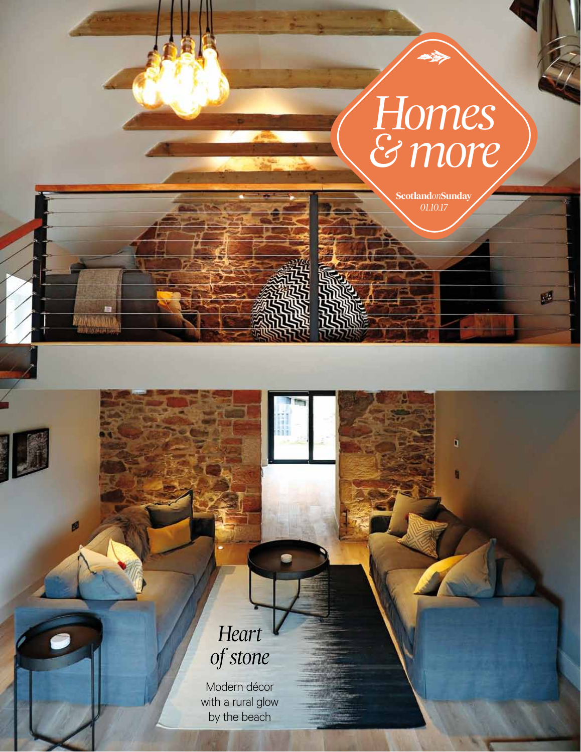# *Homes & more*

**Scotland*on*Sunday**
*01.10.17*

## *Heart of stone*

Modern décor with a rural glow by the beach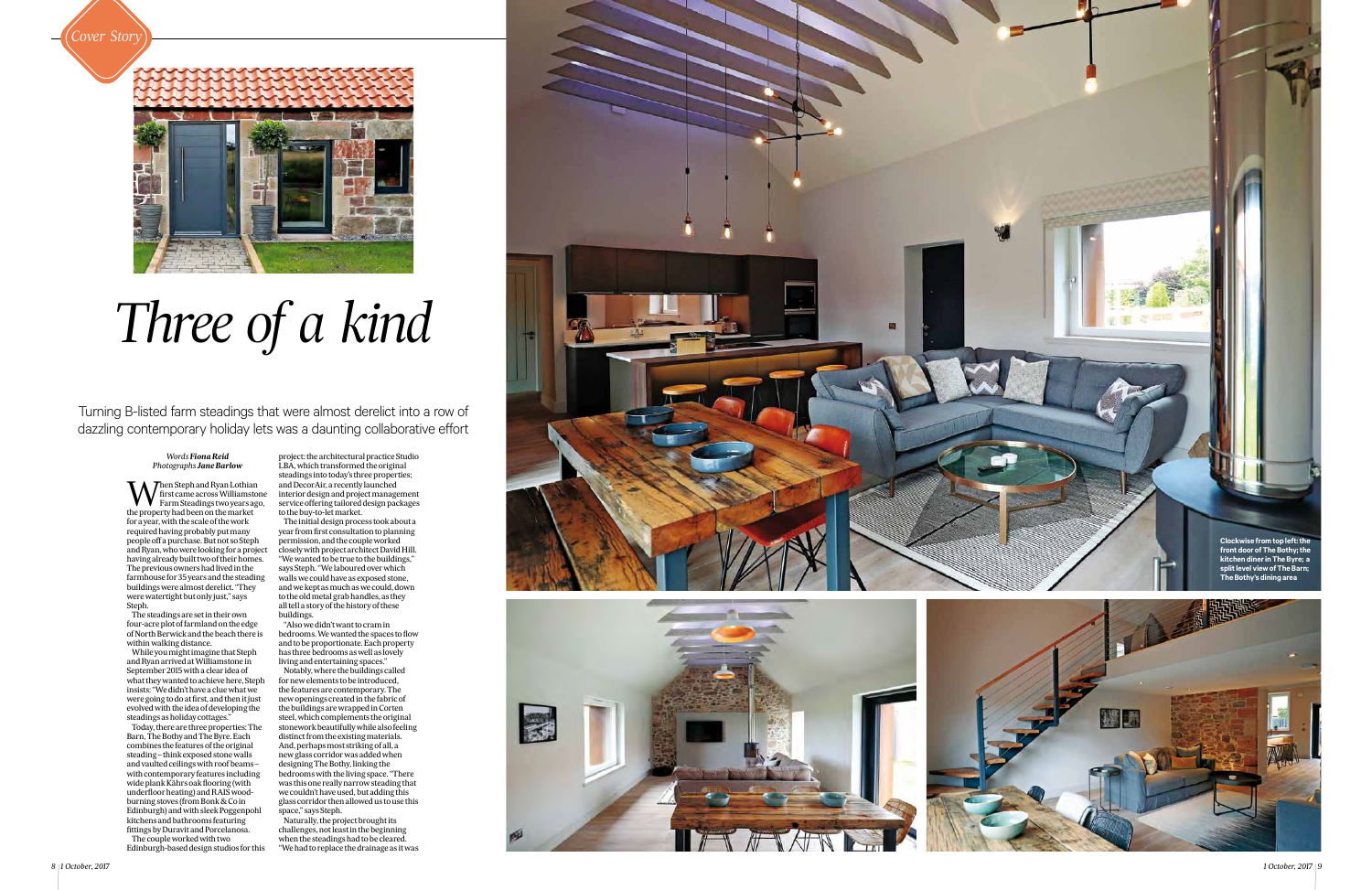*Cover Story*

# Three of a kind

Turning B-listed farm steadings that were almost derelict into a row of dazzling contemporary holiday lets was a daunting collaborative effort

*Words* ***Fiona Reid***
*Photographs* ***Jane Barlow***

When Steph and Ryan Lothian first came across Williamstone Farm Steadings two years ago, the property had been on the market for a year, with the scale of the work required having probably put many people off a purchase. But not so Steph and Ryan, who were looking for a project having already built two of their homes. The previous owners had lived in the farmhouse for 35 years and the steading buildings were almost derelict. "They were watertight but only just," says Steph.

The steadings are set in their own four-acre plot of farmland on the edge of North Berwick and the beach there is within walking distance.

While you might imagine that Steph and Ryan arrived at Williamstone in September 2015 with a clear idea of what they wanted to achieve here, Steph insists: "We didn't have a clue what we were going to do at first, and then it just evolved with the idea of developing the steadings as holiday cottages."

Today, there are three properties: The Barn, The Bothy and The Byre. Each combines the features of the original steading – think exposed stone walls and vaulted ceilings with roof beams – with contemporary features including wide plank Kährs oak flooring (with underfloor heating) and RAIS wood-burning stoves (from Bonk & Co in Edinburgh) and with sleek Poggenpohl kitchens and bathrooms featuring fittings by Duravit and Porcelanosa.

The couple worked with two Edinburgh-based design studios for this project: the architectural practice Studio LBA, which transformed the original steadings into today's three properties; and Decor Air, a recently launched interior design and project management service offering tailored design packages to the buy-to-let market.

The initial design process took about a year from first consultation to planning permission, and the couple worked closely with project architect David Hill. "We wanted to be true to the buildings," says Steph. "We laboured over which walls we could have as exposed stone, and we kept as much as we could, down to the old metal grab handles, as they all tell a story of the history of these buildings.

"Also we didn't want to cram in bedrooms. We wanted the spaces to flow and to be proportionate. Each property has three bedrooms as well as lovely living and entertaining spaces."

Notably, where the buildings called for new elements to be introduced, the features are contemporary. The new openings created in the fabric of the buildings are wrapped in Corten steel, which complements the original stonework beautifully while also feeling distinct from the existing materials. And, perhaps most striking of all, a new glass corridor was added when designing The Bothy, linking the bedrooms with the living space. "There was this one really narrow steading that we couldn't have used, but adding this glass corridor then allowed us to use this space," says Steph.

Naturally, the project brought its challenges, not least in the beginning when the steadings had to be cleared. "We had to replace the drainage as it was

**Clockwise from top left: the front door of The Bothy; the kitchen diner in The Byre; a split level view of The Barn; The Bothy's dining area**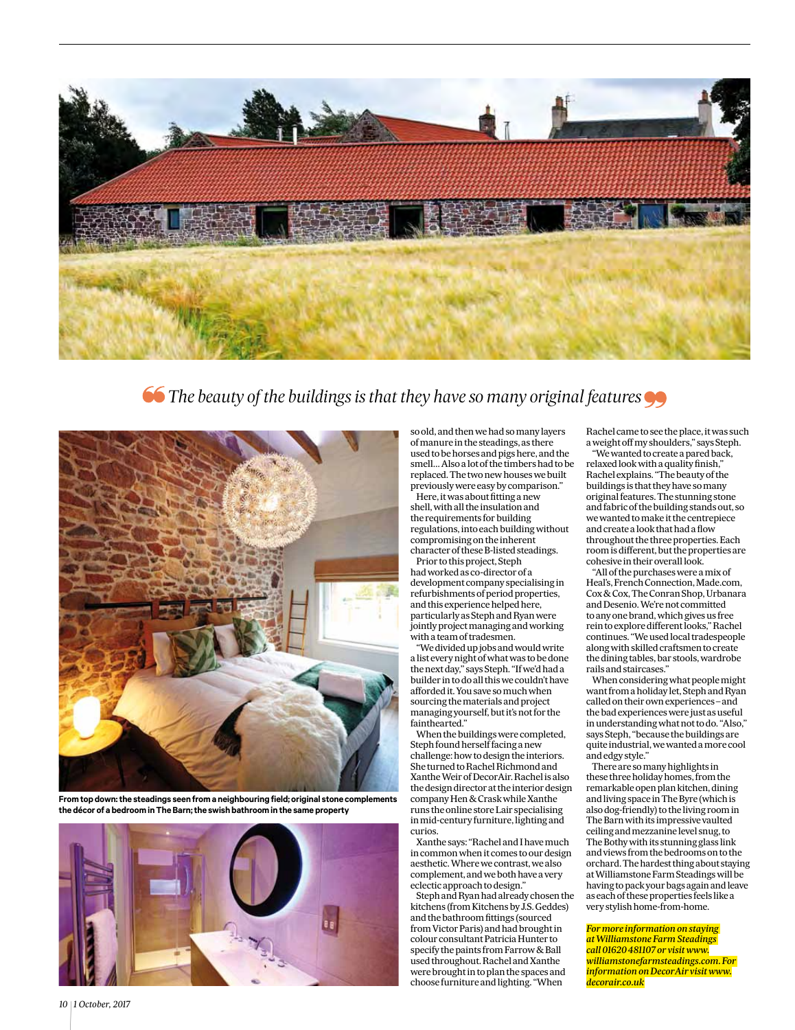*The beauty of the buildings is that they have so many original features*

From top down: the steadings seen from a neighbouring field; original stone complements the décor of a bedroom in The Barn; the swish bathroom in the same property

so old, and then we had so many layers of manure in the steadings, as there used to be horses and pigs here, and the smell... Also a lot of the timbers had to be replaced. The two new houses we built previously were easy by comparison."

Here, it was about fitting a new shell, with all the insulation and the requirements for building regulations, into each building without compromising on the inherent character of these B-listed steadings.

Prior to this project, Steph had worked as co-director of a development company specialising in refurbishments of period properties, and this experience helped here, particularly as Steph and Ryan were jointly project managing and working with a team of tradesmen.

"We divided up jobs and would write a list every night of what was to be done the next day," says Steph. "If we'd had a builder in to do all this we couldn't have afforded it. You save so much when sourcing the materials and project managing yourself, but it's not for the fainthearted."

When the buildings were completed, Steph found herself facing a new challenge: how to design the interiors. She turned to Rachel Richmond and Xanthe Weir of DecorAir. Rachel is also the design director at the interior design company Hen & Crask while Xanthe runs the online store Lair specialising in mid-century furniture, lighting and curios.

Xanthe says: "Rachel and I have much in common when it comes to our design aesthetic. Where we contrast, we also complement, and we both have a very eclectic approach to design."

Steph and Ryan had already chosen the kitchens (from Kitchens by J.S. Geddes) and the bathroom fittings (sourced from Victor Paris) and had brought in colour consultant Patricia Hunter to specify the paints from Farrow & Ball used throughout. Rachel and Xanthe were brought in to plan the spaces and choose furniture and lighting. "When Rachel came to see the place, it was such a weight off my shoulders," says Steph.

"We wanted to create a pared back, relaxed look with a quality finish," Rachel explains. "The beauty of the buildings is that they have so many original features. The stunning stone and fabric of the building stands out, so we wanted to make it the centrepiece and create a look that had a flow throughout the three properties. Each room is different, but the properties are cohesive in their overall look.

"All of the purchases were a mix of Heal's, French Connection, Made.com, Cox & Cox, The Conran Shop, Urbanara and Desenio. We're not committed to any one brand, which gives us free rein to explore different looks," Rachel continues. "We used local tradespeople along with skilled craftsmen to create the dining tables, bar stools, wardrobe rails and staircases."

When considering what people might want from a holiday let, Steph and Ryan called on their own experiences – and the bad experiences were just as useful in understanding what not to do. "Also," says Steph, "because the buildings are quite industrial, we wanted a more cool and edgy style."

There are so many highlights in these three holiday homes, from the remarkable open plan kitchen, dining and living space in The Byre (which is also dog-friendly) to the living room in The Barn with its impressive vaulted ceiling and mezzanine level snug, to The Bothy with its stunning glass link and views from the bedrooms on to the orchard. The hardest thing about staying at Williamstone Farm Steadings will be having to pack your bags again and leave as each of these properties feels like a very stylish home-from-home.

***For more information on staying at Williamstone Farm Steadings call 01620 481107 or visit www.williamstonefarmsteadings.com. For information on DecorAir visit www.decorair.co.uk***